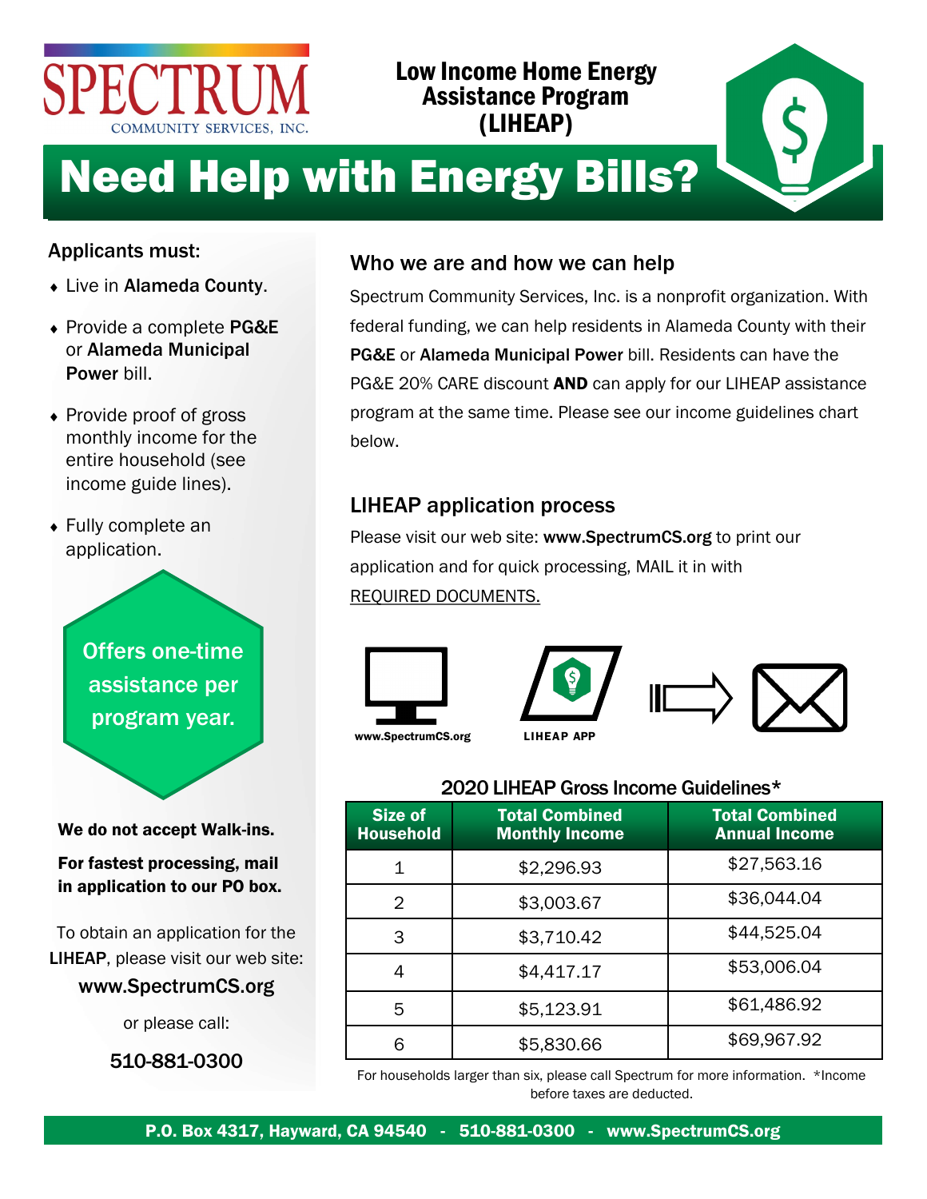SPECTRUM COMMUNITY SERVICES, INC.

**Low Income Home Energy Assistance Program (LIHEAP)**

# Need Help with Energy Bills?

## Applicants must:

- Live in **Alameda County**.
- Provide a complete **PG&E** or **Alameda Municipal Power** bill.
- Provide proof of gross monthly income for the entire household (see income guide lines).
- Fully complete an application.

Offers one-time assistance per program year.

**We do not accept Walk-ins.**

**For fastest processing, mail in application to our PO box.**

To obtain an application for the **LIHEAP**, please visit our web site: **www.SpectrumCS.org**

or please call:

**510-881-0300**

## Who we are and how we can help

Spectrum Community Services, Inc. is a nonprofit organization. With federal funding, we can help residents in Alameda County with their **PG&E** or **Alameda Municipal Power** bill. Residents can have the PG&E 20% CARE discount **AND** can apply for our LIHEAP assistance program at the same time. Please see our income guidelines chart below.

## LIHEAP application process

Please visit our web site: **www.SpectrumCS.org** to print our application and for quick processing, MAIL it in with REQUIRED DOCUMENTS.

www.SpectrumCS.org → LIHEAP APP → (mail)

### 2020 LIHEAP Gross Income Guidelines*

| Size of Household | Total Combined Monthly Income | Total Combined Annual Income |
|---|---|---|
| 1 | $2,296.93 | $27,563.16 |
| 2 | $3,003.67 | $36,044.04 |
| 3 | $3,710.42 | $44,525.04 |
| 4 | $4,417.17 | $53,006.04 |
| 5 | $5,123.91 | $61,486.92 |
| 6 | $5,830.66 | $69,967.92 |

For households larger than six, please call Spectrum for more information. *Income before taxes are deducted.

**P.O. Box 4317, Hayward, CA 94540 - 510-881-0300 - www.SpectrumCS.org**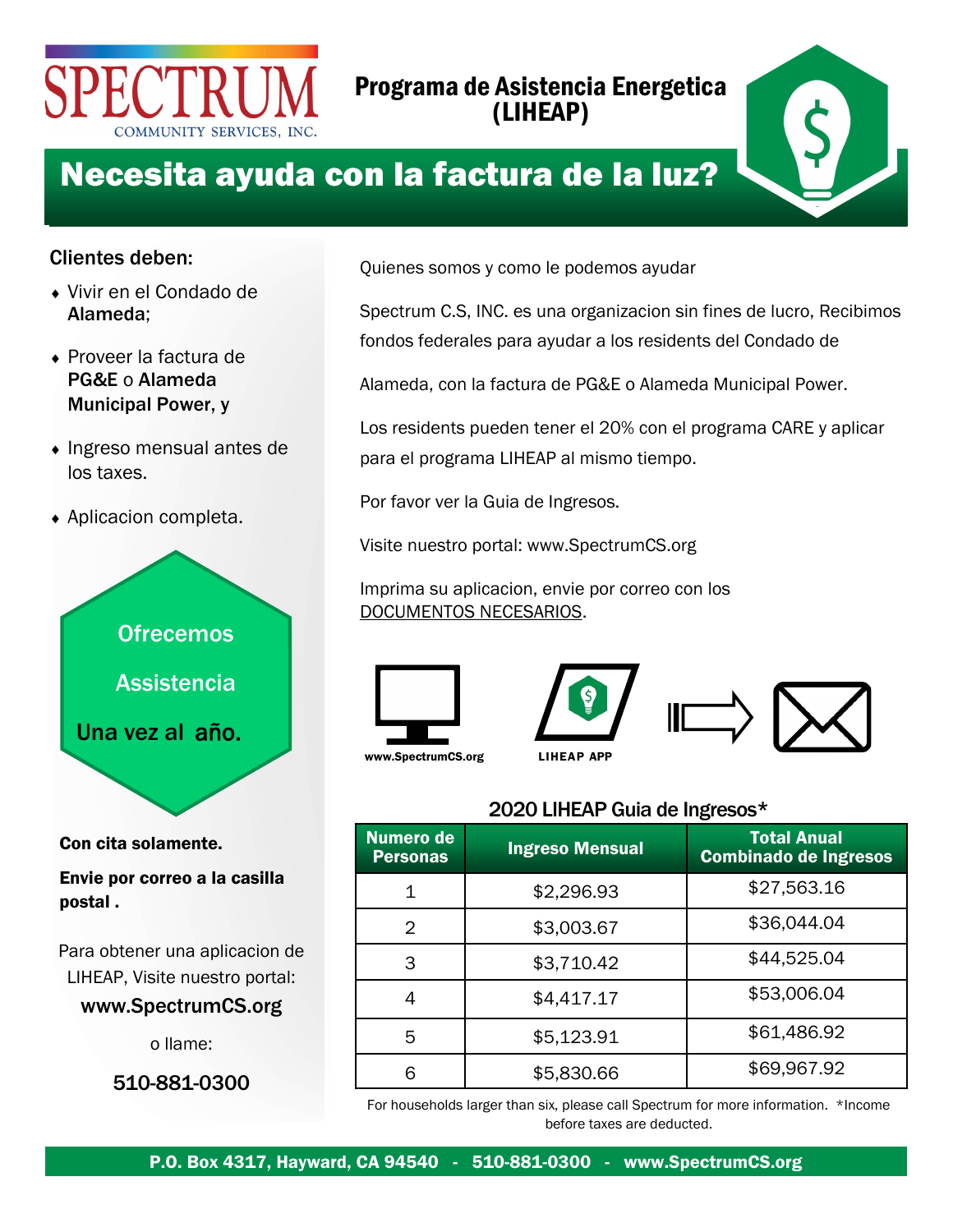SPECTRUM COMMUNITY SERVICES, INC.

## Programa de Asistencia Energetica (LIHEAP)

# Necesita ayuda con la factura de la luz?

### Clientes deben:

- Vivir en el Condado de **Alameda**;
- Proveer la factura de **PG&E** o **Alameda Municipal Power, y**
- Ingreso mensual antes de los taxes.
- Aplicacion completa.

Ofrecemos Assistencia Una vez al año.

**Con cita solamente.**

**Envie por correo a la casilla postal .**

Para obtener una aplicacion de LIHEAP, Visite nuestro portal:

**www.SpectrumCS.org**

o llame:

**510-881-0300**

Quienes somos y como le podemos ayudar

Spectrum C.S, INC. es una organizacion sin fines de lucro, Recibimos fondos federales para ayudar a los residents del Condado de

Alameda, con la factura de PG&E o Alameda Municipal Power.

Los residents pueden tener el 20% con el programa CARE y aplicar para el programa LIHEAP al mismo tiempo.

Por favor ver la Guia de Ingresos.

Visite nuestro portal: www.SpectrumCS.org

Imprima su aplicacion, envie por correo con los DOCUMENTOS NECESARIOS.

www.SpectrumCS.org

LIHEAP APP

### 2020 LIHEAP Guia de Ingresos*

| Numero de Personas | Ingreso Mensual | Total Anual Combinado de Ingresos |
|---|---|---|
| 1 | $2,296.93 | $27,563.16 |
| 2 | $3,003.67 | $36,044.04 |
| 3 | $3,710.42 | $44,525.04 |
| 4 | $4,417.17 | $53,006.04 |
| 5 | $5,123.91 | $61,486.92 |
| 6 | $5,830.66 | $69,967.92 |

For households larger than six, please call Spectrum for more information. *Income before taxes are deducted.

**P.O. Box 4317, Hayward, CA 94540 - 510-881-0300 - www.SpectrumCS.org**